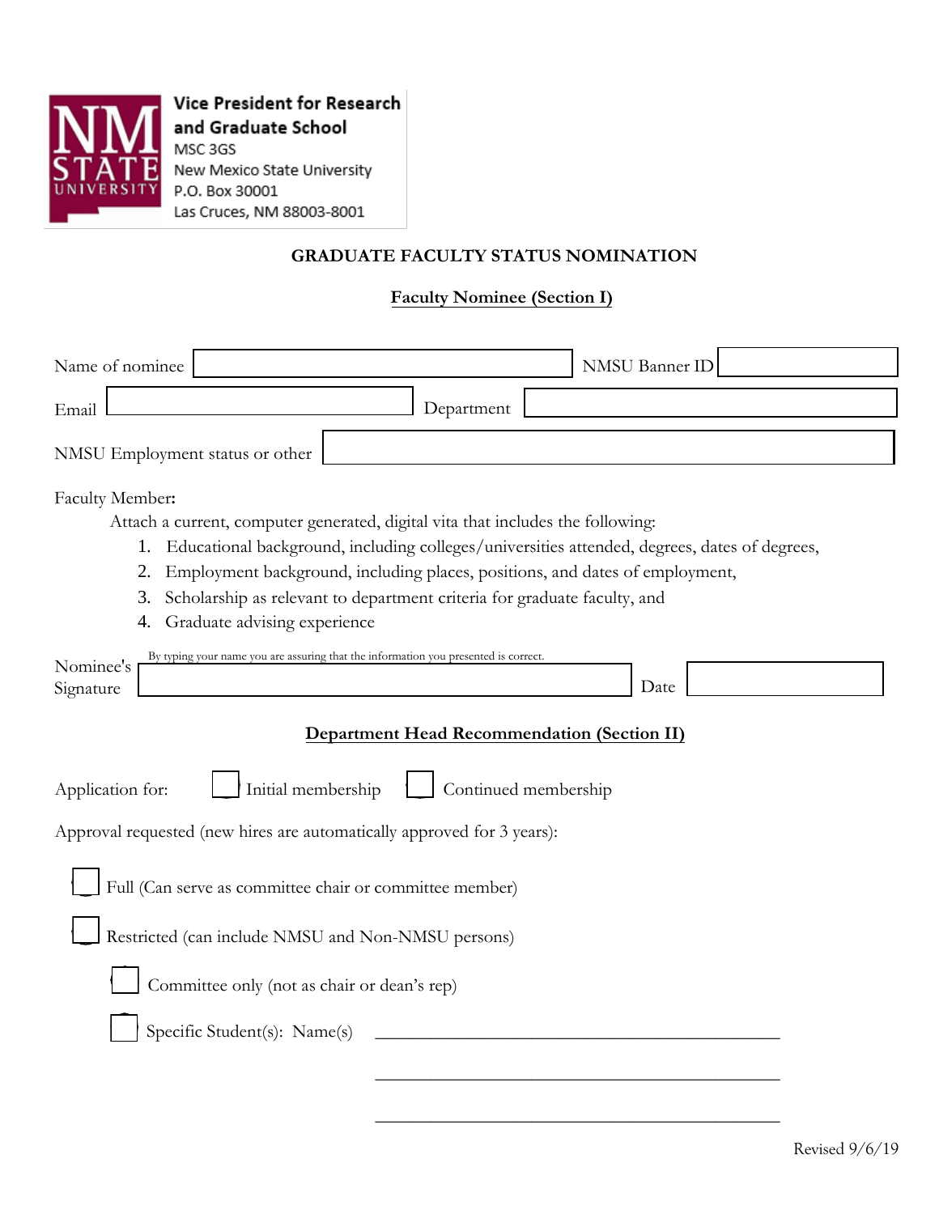Vice President for Research and Graduate School
MSC 3GS
New Mexico State University
P.O. Box 30001
Las Cruces, NM 88003-8001

# GRADUATE FACULTY STATUS NOMINATION

## Faculty Nominee (Section I)

Name of nominee ____________________ NMSU Banner ID ____________________

Email ____________________ Department ____________________

NMSU Employment status or other ____________________

Faculty Member**:**

Attach a current, computer generated, digital vita that includes the following:

1. Educational background, including colleges/universities attended, degrees, dates of degrees,
2. Employment background, including places, positions, and dates of employment,
3. Scholarship as relevant to department criteria for graduate faculty, and
4. Graduate advising experience

By typing your name you are assuring that the information you presented is correct.

Nominee's Signature ____________________ Date ____________________

## Department Head Recommendation (Section II)

Application for: ☐ Initial membership ☐ Continued membership

Approval requested (new hires are automatically approved for 3 years):

☐ Full (Can serve as committee chair or committee member)

☐ Restricted (can include NMSU and Non-NMSU persons)

- ☐ Committee only (not as chair or dean's rep)
- ☐ Specific Student(s): Name(s) ____________________________________________

____________________________________________

____________________________________________

Revised 9/6/19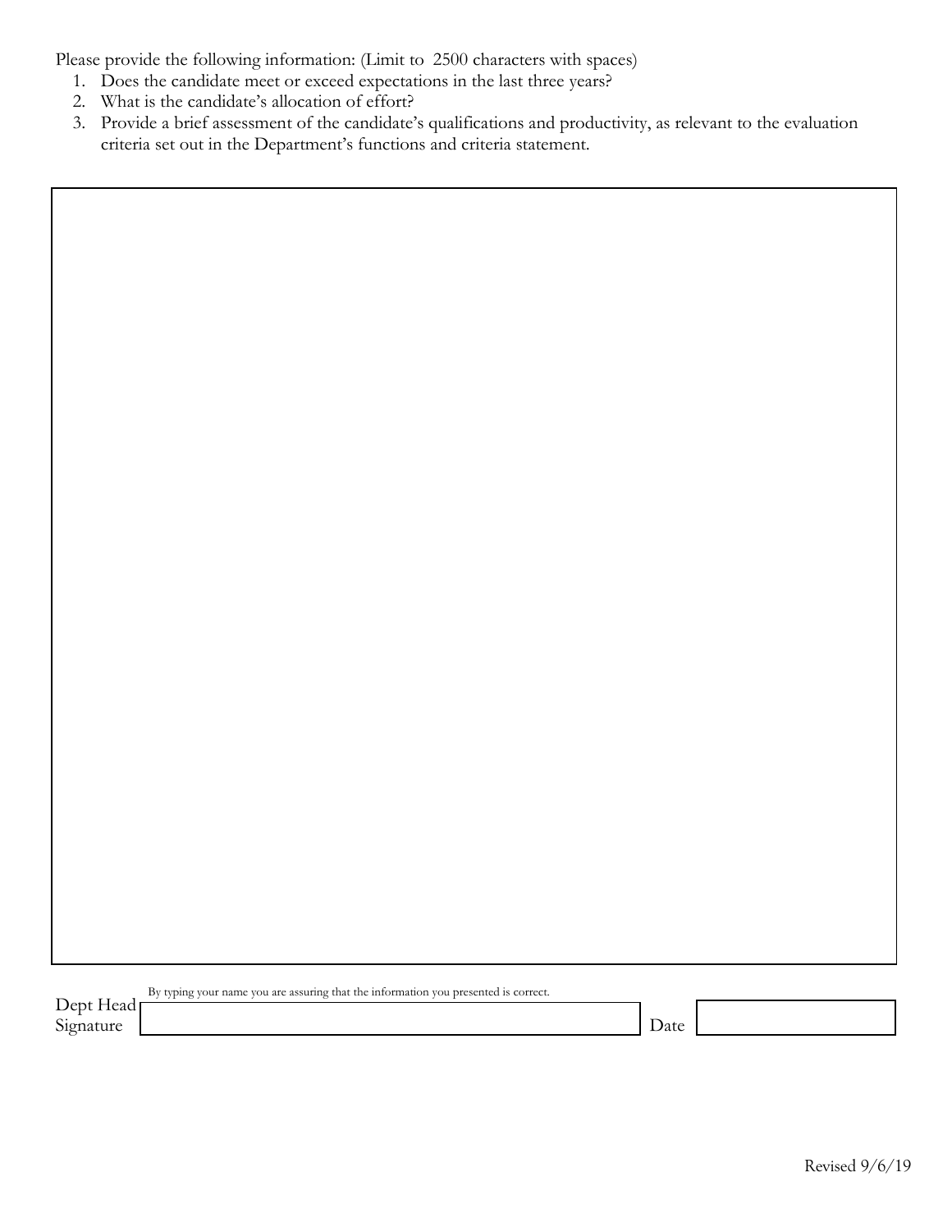Please provide the following information: (Limit to 2500 characters with spaces)

1. Does the candidate meet or exceed expectations in the last three years?
2. What is the candidate's allocation of effort?
3. Provide a brief assessment of the candidate's qualifications and productivity, as relevant to the evaluation criteria set out in the Department's functions and criteria statement.

By typing your name you are assuring that the information you presented is correct.

Dept Head Signature ____________________ Date ____________

Revised 9/6/19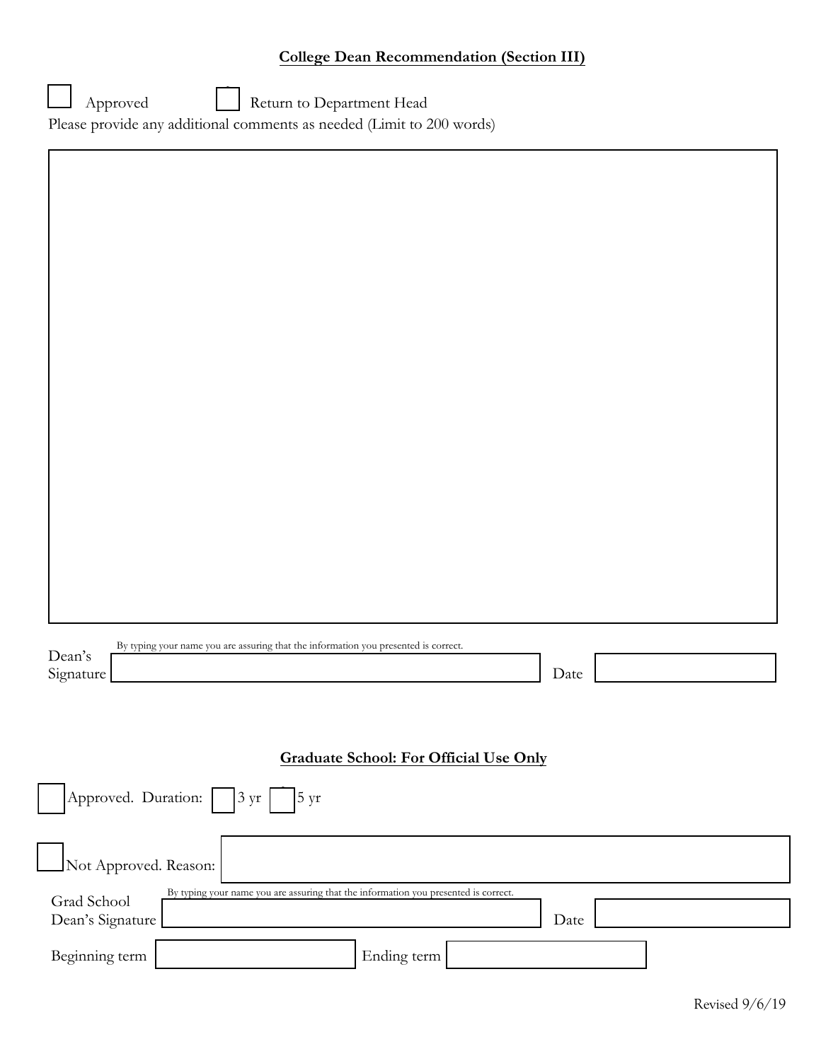## College Dean Recommendation (Section III)

☐ Approved ☐ Return to Department Head

Please provide any additional comments as needed (Limit to 200 words)

By typing your name you are assuring that the information you presented is correct.

Dean's Signature ________________ Date ________

## Graduate School: For Official Use Only

☐ Approved. Duration: ☐ 3 yr ☐ 5 yr

☐ Not Approved. Reason: ________________

By typing your name you are assuring that the information you presented is correct.

Grad School Dean's Signature ________________ Date ________

Beginning term ________ Ending term ________

Revised 9/6/19